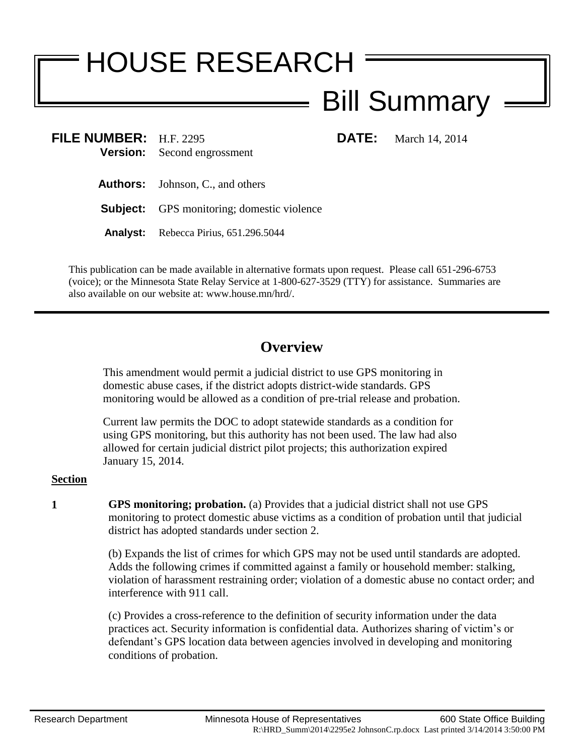# HOUSE RESEARCH Bill Summary

**FILE NUMBER:** H.F. 2295 **DATE:** March 14, 2014
**Version:** Second engrossment

**Authors:** Johnson, C., and others

**Subject:** GPS monitoring; domestic violence

**Analyst:** Rebecca Pirius, 651.296.5044

This publication can be made available in alternative formats upon request. Please call 651-296-6753 (voice); or the Minnesota State Relay Service at 1-800-627-3529 (TTY) for assistance. Summaries are also available on our website at: www.house.mn/hrd/.

## Overview

This amendment would permit a judicial district to use GPS monitoring in domestic abuse cases, if the district adopts district-wide standards. GPS monitoring would be allowed as a condition of pre-trial release and probation.

Current law permits the DOC to adopt statewide standards as a condition for using GPS monitoring, but this authority has not been used. The law had also allowed for certain judicial district pilot projects; this authorization expired January 15, 2014.

**Section**

**1** **GPS monitoring; probation.** (a) Provides that a judicial district shall not use GPS monitoring to protect domestic abuse victims as a condition of probation until that judicial district has adopted standards under section 2.

(b) Expands the list of crimes for which GPS may not be used until standards are adopted. Adds the following crimes if committed against a family or household member: stalking, violation of harassment restraining order; violation of a domestic abuse no contact order; and interference with 911 call.

(c) Provides a cross-reference to the definition of security information under the data practices act. Security information is confidential data. Authorizes sharing of victim's or defendant's GPS location data between agencies involved in developing and monitoring conditions of probation.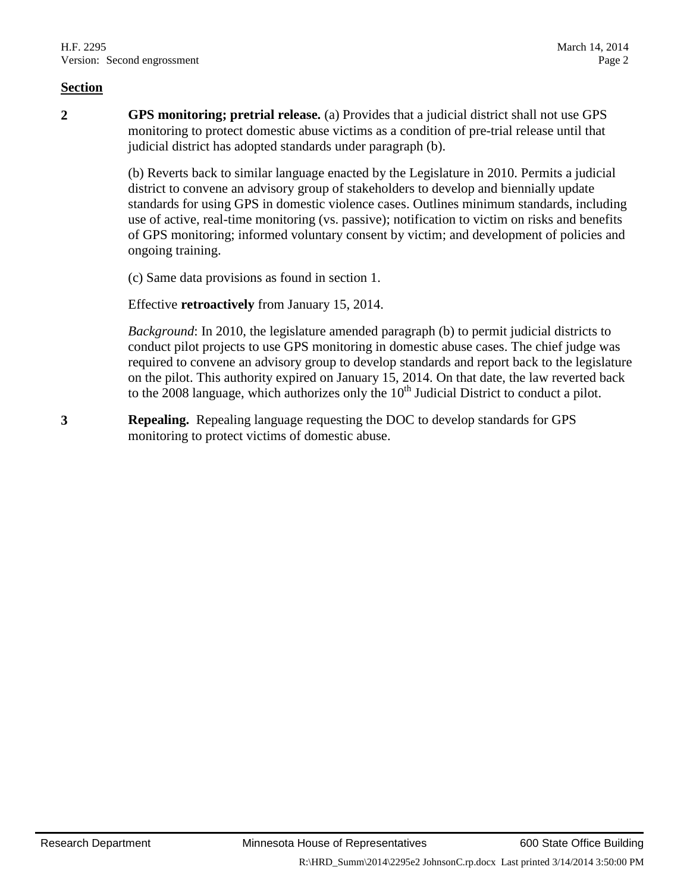**Section**

**2** **GPS monitoring; pretrial release.** (a) Provides that a judicial district shall not use GPS monitoring to protect domestic abuse victims as a condition of pre-trial release until that judicial district has adopted standards under paragraph (b).

(b) Reverts back to similar language enacted by the Legislature in 2010. Permits a judicial district to convene an advisory group of stakeholders to develop and biennially update standards for using GPS in domestic violence cases. Outlines minimum standards, including use of active, real-time monitoring (vs. passive); notification to victim on risks and benefits of GPS monitoring; informed voluntary consent by victim; and development of policies and ongoing training.

(c) Same data provisions as found in section 1.

Effective **retroactively** from January 15, 2014.

*Background*: In 2010, the legislature amended paragraph (b) to permit judicial districts to conduct pilot projects to use GPS monitoring in domestic abuse cases. The chief judge was required to convene an advisory group to develop standards and report back to the legislature on the pilot. This authority expired on January 15, 2014. On that date, the law reverted back to the 2008 language, which authorizes only the 10th Judicial District to conduct a pilot.

**3** **Repealing.** Repealing language requesting the DOC to develop standards for GPS monitoring to protect victims of domestic abuse.